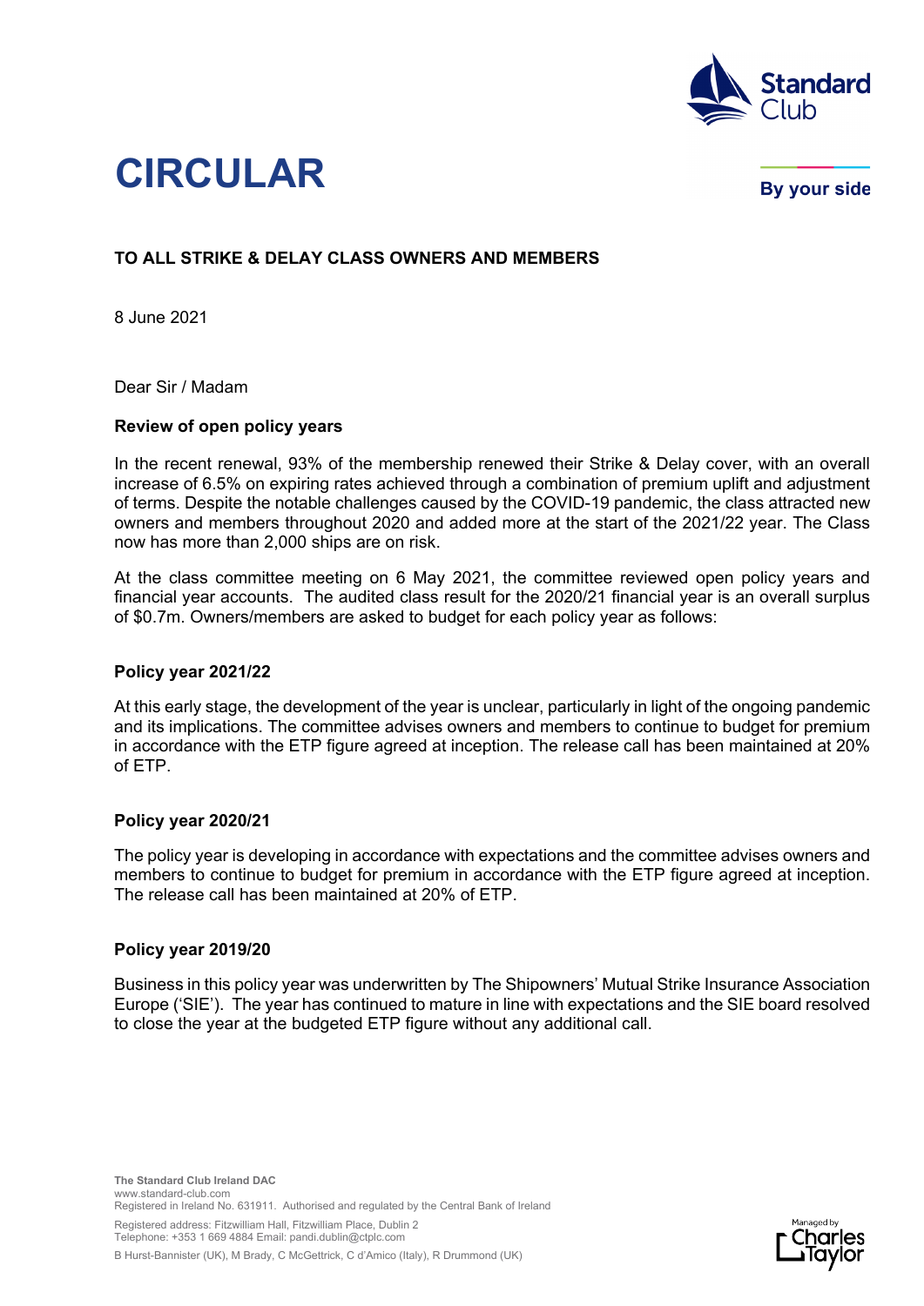# CIRCULAR

Standard Club

By your side

**TO ALL STRIKE & DELAY CLASS OWNERS AND MEMBERS**

8 June 2021

Dear Sir / Madam

**Review of open policy years**

In the recent renewal, 93% of the membership renewed their Strike & Delay cover, with an overall increase of 6.5% on expiring rates achieved through a combination of premium uplift and adjustment of terms. Despite the notable challenges caused by the COVID-19 pandemic, the class attracted new owners and members throughout 2020 and added more at the start of the 2021/22 year. The Class now has more than 2,000 ships are on risk.

At the class committee meeting on 6 May 2021, the committee reviewed open policy years and financial year accounts. The audited class result for the 2020/21 financial year is an overall surplus of $0.7m. Owners/members are asked to budget for each policy year as follows:

**Policy year 2021/22**

At this early stage, the development of the year is unclear, particularly in light of the ongoing pandemic and its implications. The committee advises owners and members to continue to budget for premium in accordance with the ETP figure agreed at inception. The release call has been maintained at 20% of ETP.

**Policy year 2020/21**

The policy year is developing in accordance with expectations and the committee advises owners and members to continue to budget for premium in accordance with the ETP figure agreed at inception. The release call has been maintained at 20% of ETP.

**Policy year 2019/20**

Business in this policy year was underwritten by The Shipowners' Mutual Strike Insurance Association Europe ('SIE'). The year has continued to mature in line with expectations and the SIE board resolved to close the year at the budgeted ETP figure without any additional call.

**The Standard Club Ireland DAC**
www.standard-club.com
Registered in Ireland No. 631911. Authorised and regulated by the Central Bank of Ireland

Registered address: Fitzwilliam Hall, Fitzwilliam Place, Dublin 2
Telephone: +353 1 669 4884 Email: pandi.dublin@ctplc.com

B Hurst-Bannister (UK), M Brady, C McGettrick, C d'Amico (Italy), R Drummond (UK)

Managed by Charles Taylor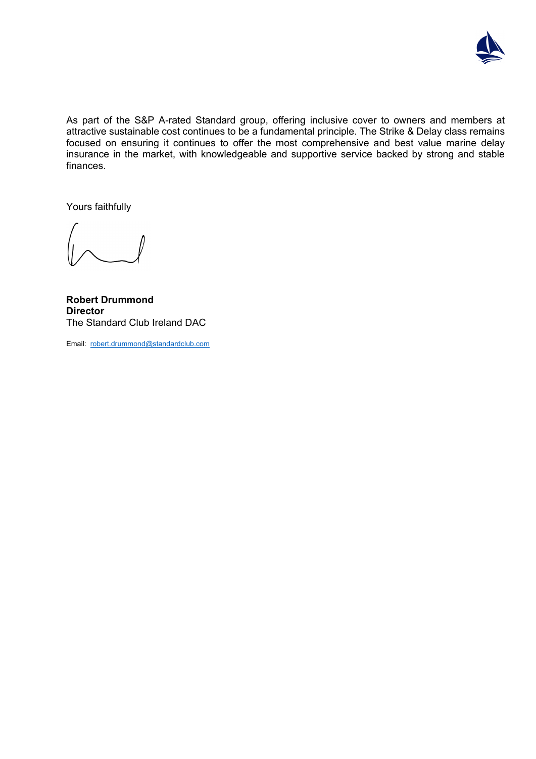As part of the S&P A-rated Standard group, offering inclusive cover to owners and members at attractive sustainable cost continues to be a fundamental principle. The Strike & Delay class remains focused on ensuring it continues to offer the most comprehensive and best value marine delay insurance in the market, with knowledgeable and supportive service backed by strong and stable finances.

Yours faithfully

**Robert Drummond**
**Director**
The Standard Club Ireland DAC

Email: robert.drummond@standardclub.com